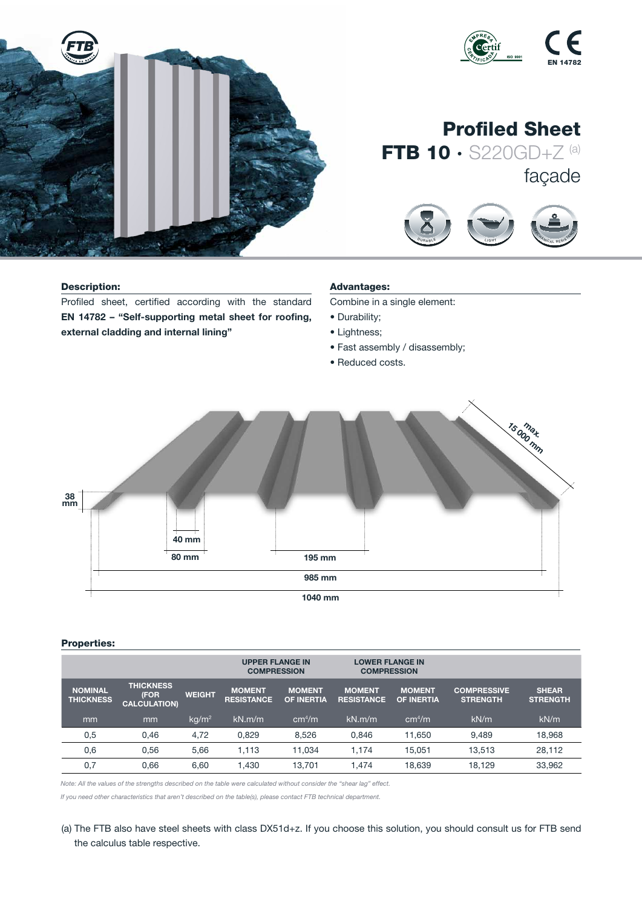# Profiled Sheet

## FTB 10 · S220GD+Z (a)

façade

DURABLE · LIGHT · MECHANICAL RESISTANCE

EN 14782

### Description:

Profiled sheet, certified according with the standard **EN 14782 – "Self-supporting metal sheet for roofing, external cladding and internal lining"**

### Advantages:

Combine in a single element:

- Durability;
- Lightness;
- Fast assembly / disassembly;
- Reduced costs.

38 mm

40 mm

80 mm

195 mm

985 mm

1040 mm

max. 15 000 mm

### Properties:

| | | | UPPER FLANGE IN COMPRESSION | | LOWER FLANGE IN COMPRESSION | | | |
|---|---|---|---|---|---|---|---|---|
| NOMINAL THICKNESS | THICKNESS (FOR CALCULATION) | WEIGHT | MOMENT RESISTANCE | MOMENT OF INERTIA | MOMENT RESISTANCE | MOMENT OF INERTIA | COMPRESSIVE STRENGTH | SHEAR STRENGTH |
| mm | mm | $kg/m^2$ | kN.m/m | $cm^4/m$ | kN.m/m | $cm^4/m$ | kN/m | kN/m |
| 0,5 | 0,46 | 4,72 | 0,829 | 8,526 | 0,846 | 11,650 | 9,489 | 18,968 |
| 0,6 | 0,56 | 5,66 | 1,113 | 11,034 | 1,174 | 15,051 | 13,513 | 28,112 |
| 0,7 | 0,66 | 6,60 | 1,430 | 13,701 | 1,474 | 18,639 | 18,129 | 33,962 |

*Note: All the values of the strengths described on the table were calculated without consider the "shear lag" effect.*

*If you need other characteristics that aren't described on the table(s), please contact FTB technical department.*

(a) The FTB also have steel sheets with class DX51d+z. If you choose this solution, you should consult us for FTB send the calculus table respective.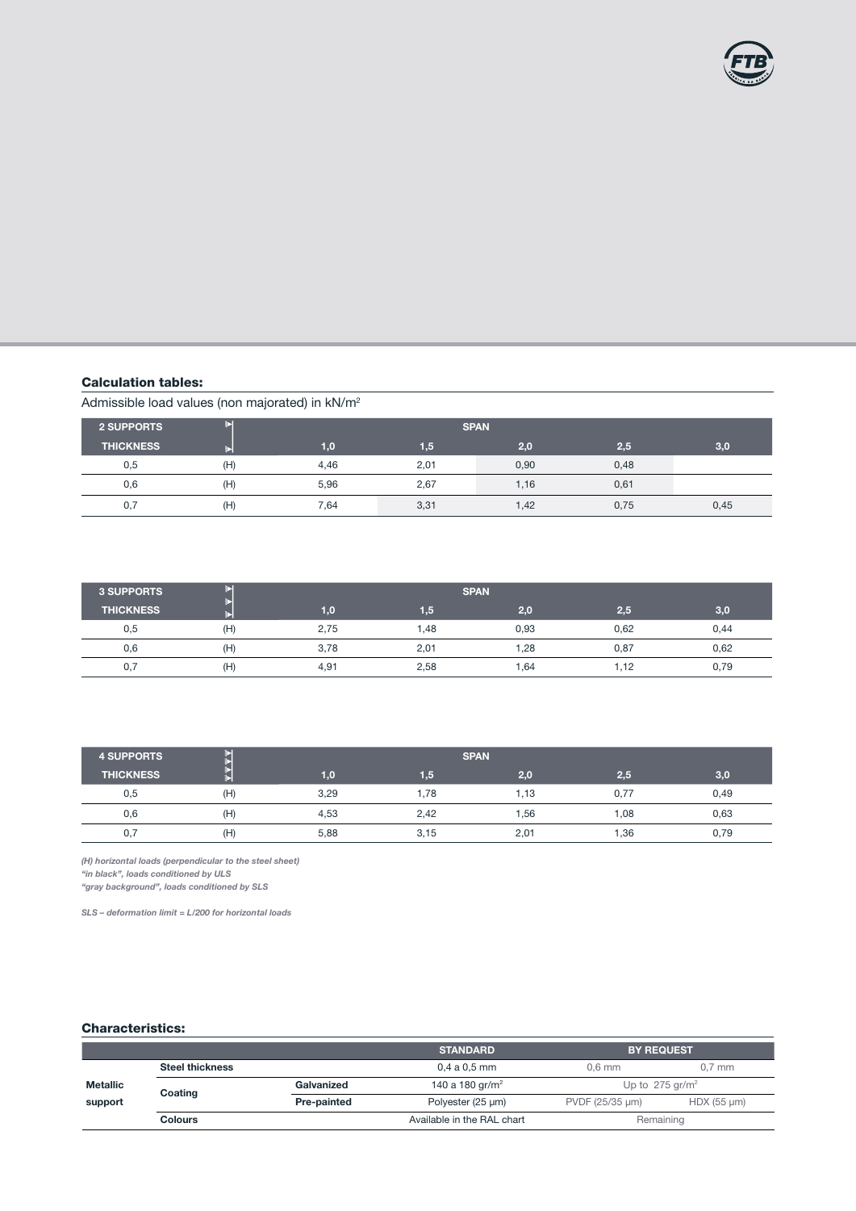### Calculation tables:

Admissible load values (non majorated) in kN/m²

| 2 SUPPORTS | | SPAN | | | | |
|---|---|---|---|---|---|---|
| THICKNESS | | 1,0 | 1,5 | 2,0 | 2,5 | 3,0 |
| 0,5 | (H) | 4,46 | 2,01 | 0,90 | 0,48 | |
| 0,6 | (H) | 5,96 | 2,67 | 1,16 | 0,61 | |
| 0,7 | (H) | 7,64 | 3,31 | 1,42 | 0,75 | 0,45 |

| 3 SUPPORTS | | SPAN | | | | |
|---|---|---|---|---|---|---|
| THICKNESS | | 1,0 | 1,5 | 2,0 | 2,5 | 3,0 |
| 0,5 | (H) | 2,75 | 1,48 | 0,93 | 0,62 | 0,44 |
| 0,6 | (H) | 3,78 | 2,01 | 1,28 | 0,87 | 0,62 |
| 0,7 | (H) | 4,91 | 2,58 | 1,64 | 1,12 | 0,79 |

| 4 SUPPORTS | | SPAN | | | | |
|---|---|---|---|---|---|---|
| THICKNESS | | 1,0 | 1,5 | 2,0 | 2,5 | 3,0 |
| 0,5 | (H) | 3,29 | 1,78 | 1,13 | 0,77 | 0,49 |
| 0,6 | (H) | 4,53 | 2,42 | 1,56 | 1,08 | 0,63 |
| 0,7 | (H) | 5,88 | 3,15 | 2,01 | 1,36 | 0,79 |

*(H) horizontal loads (perpendicular to the steel sheet)*
*"in black", loads conditioned by ULS*
*"gray background", loads conditioned by SLS*

*SLS – deformation limit = L/200 for horizontal loads*

### Characteristics:

| | | | STANDARD | BY REQUEST | |
|---|---|---|---|---|---|
| Metallic support | Steel thickness | | 0,4 a 0,5 mm | 0,6 mm | 0,7 mm |
| | Coating | Galvanized | 140 a 180 gr/m² | Up to 275 gr/m² | |
| | | Pre-painted | Polyester (25 µm) | PVDF (25/35 µm) | HDX (55 µm) |
| | Colours | | Available in the RAL chart | Remaining | |